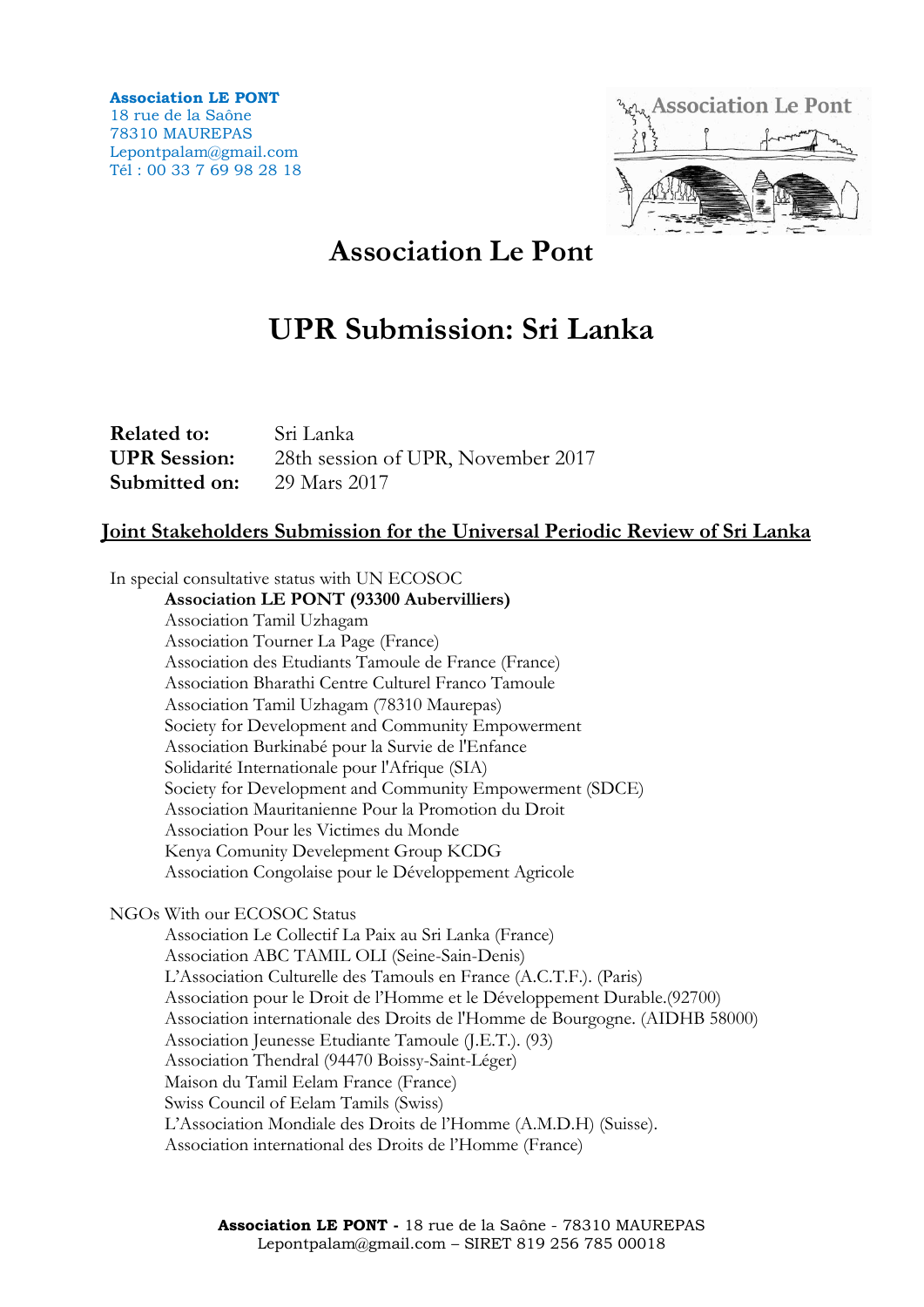**Association LE PONT**
18 rue de la Saône
78310 MAUREPAS
Lepontpalam@gmail.com
Tél : 00 33 7 69 98 28 18

# Association Le Pont

# UPR Submission: Sri Lanka

**Related to:** Sri Lanka
**UPR Session:** 28th session of UPR, November 2017
**Submitted on:** 29 Mars 2017

## Joint Stakeholders Submission for the Universal Periodic Review of Sri Lanka

In special consultative status with UN ECOSOC

- **Association LE PONT (93300 Aubervilliers)**
- Association Tamil Uzhagam
- Association Tourner La Page (France)
- Association des Etudiants Tamoule de France (France)
- Association Bharathi Centre Culturel Franco Tamoule
- Association Tamil Uzhagam (78310 Maurepas)
- Society for Development and Community Empowerment
- Association Burkinabé pour la Survie de l'Enfance
- Solidarité Internationale pour l'Afrique (SIA)
- Society for Development and Community Empowerment (SDCE)
- Association Mauritanienne Pour la Promotion du Droit
- Association Pour les Victimes du Monde
- Kenya Comunity Develepment Group KCDG
- Association Congolaise pour le Développement Agricole

NGOs With our ECOSOC Status

- Association Le Collectif La Paix au Sri Lanka (France)
- Association ABC TAMIL OLI (Seine-Sain-Denis)
- L'Association Culturelle des Tamouls en France (A.C.T.F.). (Paris)
- Association pour le Droit de l'Homme et le Développement Durable.(92700)
- Association internationale des Droits de l'Homme de Bourgogne. (AIDHB 58000)
- Association Jeunesse Etudiante Tamoule (J.E.T.). (93)
- Association Thendral (94470 Boissy-Saint-Léger)
- Maison du Tamil Eelam France (France)
- Swiss Council of Eelam Tamils (Swiss)
- L'Association Mondiale des Droits de l'Homme (A.M.D.H) (Suisse).
- Association international des Droits de l'Homme (France)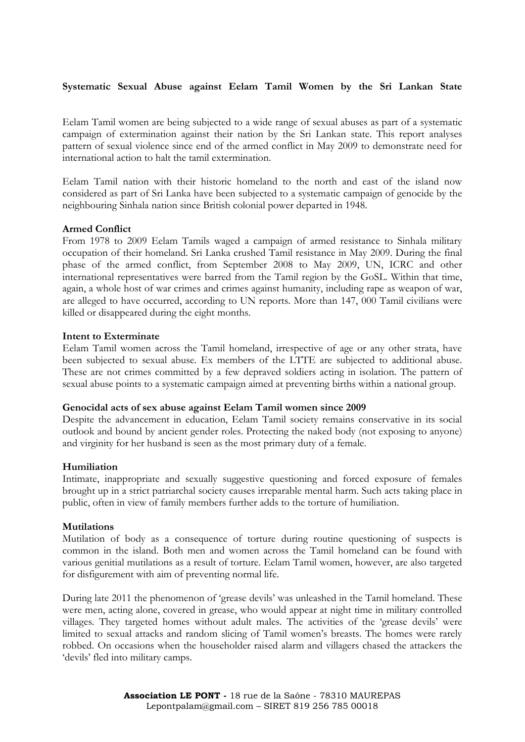**Systematic Sexual Abuse against Eelam Tamil Women by the Sri Lankan State**

Eelam Tamil women are being subjected to a wide range of sexual abuses as part of a systematic campaign of extermination against their nation by the Sri Lankan state. This report analyses pattern of sexual violence since end of the armed conflict in May 2009 to demonstrate need for international action to halt the tamil extermination.

Eelam Tamil nation with their historic homeland to the north and east of the island now considered as part of Sri Lanka have been subjected to a systematic campaign of genocide by the neighbouring Sinhala nation since British colonial power departed in 1948.

**Armed Conflict**

From 1978 to 2009 Eelam Tamils waged a campaign of armed resistance to Sinhala military occupation of their homeland. Sri Lanka crushed Tamil resistance in May 2009. During the final phase of the armed conflict, from September 2008 to May 2009, UN, ICRC and other international representatives were barred from the Tamil region by the GoSL. Within that time, again, a whole host of war crimes and crimes against humanity, including rape as weapon of war, are alleged to have occurred, according to UN reports. More than 147, 000 Tamil civilians were killed or disappeared during the eight months.

**Intent to Exterminate**

Eelam Tamil women across the Tamil homeland, irrespective of age or any other strata, have been subjected to sexual abuse. Ex members of the LTTE are subjected to additional abuse. These are not crimes committed by a few depraved soldiers acting in isolation. The pattern of sexual abuse points to a systematic campaign aimed at preventing births within a national group.

**Genocidal acts of sex abuse against Eelam Tamil women since 2009**

Despite the advancement in education, Eelam Tamil society remains conservative in its social outlook and bound by ancient gender roles. Protecting the naked body (not exposing to anyone) and virginity for her husband is seen as the most primary duty of a female.

**Humiliation**

Intimate, inappropriate and sexually suggestive questioning and forced exposure of females brought up in a strict patriarchal society causes irreparable mental harm. Such acts taking place in public, often in view of family members further adds to the torture of humiliation.

**Mutilations**

Mutilation of body as a consequence of torture during routine questioning of suspects is common in the island. Both men and women across the Tamil homeland can be found with various genitial mutilations as a result of torture. Eelam Tamil women, however, are also targeted for disfigurement with aim of preventing normal life.

During late 2011 the phenomenon of 'grease devils' was unleashed in the Tamil homeland. These were men, acting alone, covered in grease, who would appear at night time in military controlled villages. They targeted homes without adult males. The activities of the 'grease devils' were limited to sexual attacks and random slicing of Tamil women's breasts. The homes were rarely robbed. On occasions when the householder raised alarm and villagers chased the attackers the 'devils' fled into military camps.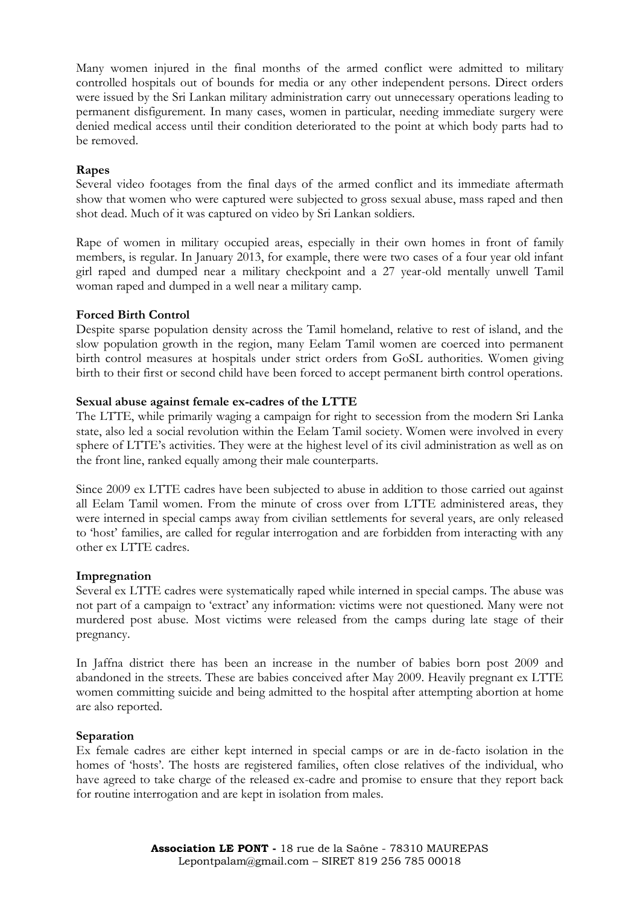Many women injured in the final months of the armed conflict were admitted to military controlled hospitals out of bounds for media or any other independent persons. Direct orders were issued by the Sri Lankan military administration carry out unnecessary operations leading to permanent disfigurement. In many cases, women in particular, needing immediate surgery were denied medical access until their condition deteriorated to the point at which body parts had to be removed.

**Rapes**

Several video footages from the final days of the armed conflict and its immediate aftermath show that women who were captured were subjected to gross sexual abuse, mass raped and then shot dead. Much of it was captured on video by Sri Lankan soldiers.

Rape of women in military occupied areas, especially in their own homes in front of family members, is regular. In January 2013, for example, there were two cases of a four year old infant girl raped and dumped near a military checkpoint and a 27 year-old mentally unwell Tamil woman raped and dumped in a well near a military camp.

**Forced Birth Control**

Despite sparse population density across the Tamil homeland, relative to rest of island, and the slow population growth in the region, many Eelam Tamil women are coerced into permanent birth control measures at hospitals under strict orders from GoSL authorities. Women giving birth to their first or second child have been forced to accept permanent birth control operations.

**Sexual abuse against female ex-cadres of the LTTE**

The LTTE, while primarily waging a campaign for right to secession from the modern Sri Lanka state, also led a social revolution within the Eelam Tamil society. Women were involved in every sphere of LTTE's activities. They were at the highest level of its civil administration as well as on the front line, ranked equally among their male counterparts.

Since 2009 ex LTTE cadres have been subjected to abuse in addition to those carried out against all Eelam Tamil women. From the minute of cross over from LTTE administered areas, they were interned in special camps away from civilian settlements for several years, are only released to 'host' families, are called for regular interrogation and are forbidden from interacting with any other ex LTTE cadres.

**Impregnation**

Several ex LTTE cadres were systematically raped while interned in special camps. The abuse was not part of a campaign to 'extract' any information: victims were not questioned. Many were not murdered post abuse. Most victims were released from the camps during late stage of their pregnancy.

In Jaffna district there has been an increase in the number of babies born post 2009 and abandoned in the streets. These are babies conceived after May 2009. Heavily pregnant ex LTTE women committing suicide and being admitted to the hospital after attempting abortion at home are also reported.

**Separation**

Ex female cadres are either kept interned in special camps or are in de-facto isolation in the homes of 'hosts'. The hosts are registered families, often close relatives of the individual, who have agreed to take charge of the released ex-cadre and promise to ensure that they report back for routine interrogation and are kept in isolation from males.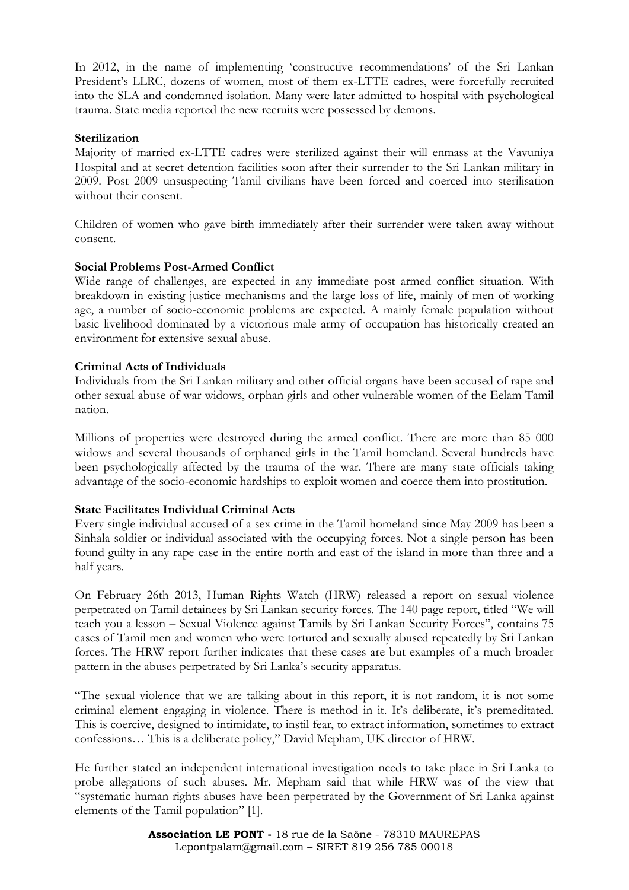In 2012, in the name of implementing 'constructive recommendations' of the Sri Lankan President's LLRC, dozens of women, most of them ex-LTTE cadres, were forcefully recruited into the SLA and condemned isolation. Many were later admitted to hospital with psychological trauma. State media reported the new recruits were possessed by demons.

**Sterilization**

Majority of married ex-LTTE cadres were sterilized against their will enmass at the Vavuniya Hospital and at secret detention facilities soon after their surrender to the Sri Lankan military in 2009. Post 2009 unsuspecting Tamil civilians have been forced and coerced into sterilisation without their consent.

Children of women who gave birth immediately after their surrender were taken away without consent.

**Social Problems Post-Armed Conflict**

Wide range of challenges, are expected in any immediate post armed conflict situation. With breakdown in existing justice mechanisms and the large loss of life, mainly of men of working age, a number of socio-economic problems are expected. A mainly female population without basic livelihood dominated by a victorious male army of occupation has historically created an environment for extensive sexual abuse.

**Criminal Acts of Individuals**

Individuals from the Sri Lankan military and other official organs have been accused of rape and other sexual abuse of war widows, orphan girls and other vulnerable women of the Eelam Tamil nation.

Millions of properties were destroyed during the armed conflict. There are more than 85 000 widows and several thousands of orphaned girls in the Tamil homeland. Several hundreds have been psychologically affected by the trauma of the war. There are many state officials taking advantage of the socio-economic hardships to exploit women and coerce them into prostitution.

**State Facilitates Individual Criminal Acts**

Every single individual accused of a sex crime in the Tamil homeland since May 2009 has been a Sinhala soldier or individual associated with the occupying forces. Not a single person has been found guilty in any rape case in the entire north and east of the island in more than three and a half years.

On February 26th 2013, Human Rights Watch (HRW) released a report on sexual violence perpetrated on Tamil detainees by Sri Lankan security forces. The 140 page report, titled "We will teach you a lesson – Sexual Violence against Tamils by Sri Lankan Security Forces", contains 75 cases of Tamil men and women who were tortured and sexually abused repeatedly by Sri Lankan forces. The HRW report further indicates that these cases are but examples of a much broader pattern in the abuses perpetrated by Sri Lanka's security apparatus.

"The sexual violence that we are talking about in this report, it is not random, it is not some criminal element engaging in violence. There is method in it. It's deliberate, it's premeditated. This is coercive, designed to intimidate, to instil fear, to extract information, sometimes to extract confessions… This is a deliberate policy," David Mepham, UK director of HRW.

He further stated an independent international investigation needs to take place in Sri Lanka to probe allegations of such abuses. Mr. Mepham said that while HRW was of the view that "systematic human rights abuses have been perpetrated by the Government of Sri Lanka against elements of the Tamil population" [1].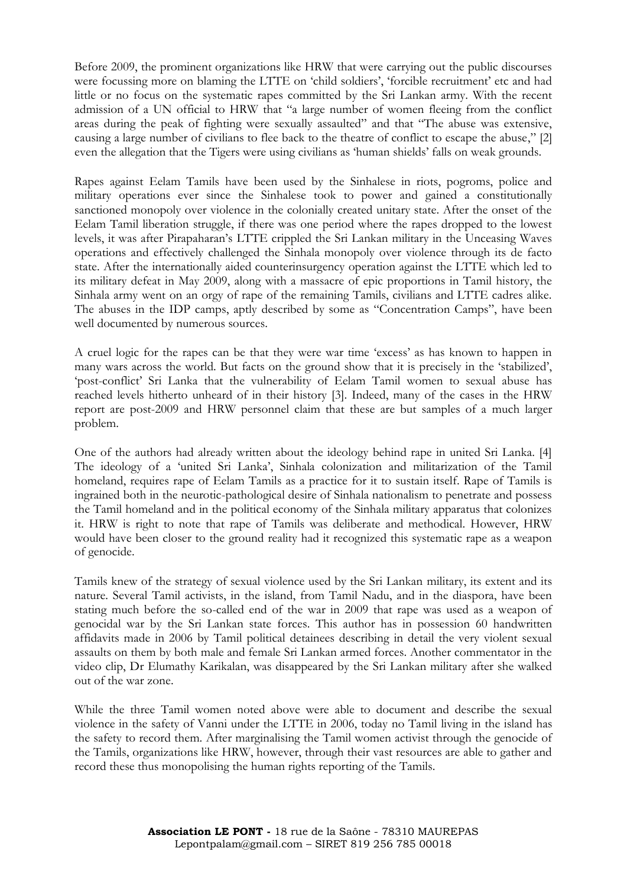Before 2009, the prominent organizations like HRW that were carrying out the public discourses were focussing more on blaming the LTTE on 'child soldiers', 'forcible recruitment' etc and had little or no focus on the systematic rapes committed by the Sri Lankan army. With the recent admission of a UN official to HRW that "a large number of women fleeing from the conflict areas during the peak of fighting were sexually assaulted" and that "The abuse was extensive, causing a large number of civilians to flee back to the theatre of conflict to escape the abuse," [2] even the allegation that the Tigers were using civilians as 'human shields' falls on weak grounds.

Rapes against Eelam Tamils have been used by the Sinhalese in riots, pogroms, police and military operations ever since the Sinhalese took to power and gained a constitutionally sanctioned monopoly over violence in the colonially created unitary state. After the onset of the Eelam Tamil liberation struggle, if there was one period where the rapes dropped to the lowest levels, it was after Pirapaharan's LTTE crippled the Sri Lankan military in the Unceasing Waves operations and effectively challenged the Sinhala monopoly over violence through its de facto state. After the internationally aided counterinsurgency operation against the LTTE which led to its military defeat in May 2009, along with a massacre of epic proportions in Tamil history, the Sinhala army went on an orgy of rape of the remaining Tamils, civilians and LTTE cadres alike. The abuses in the IDP camps, aptly described by some as "Concentration Camps", have been well documented by numerous sources.

A cruel logic for the rapes can be that they were war time 'excess' as has known to happen in many wars across the world. But facts on the ground show that it is precisely in the 'stabilized', 'post-conflict' Sri Lanka that the vulnerability of Eelam Tamil women to sexual abuse has reached levels hitherto unheard of in their history [3]. Indeed, many of the cases in the HRW report are post-2009 and HRW personnel claim that these are but samples of a much larger problem.

One of the authors had already written about the ideology behind rape in united Sri Lanka. [4] The ideology of a 'united Sri Lanka', Sinhala colonization and militarization of the Tamil homeland, requires rape of Eelam Tamils as a practice for it to sustain itself. Rape of Tamils is ingrained both in the neurotic-pathological desire of Sinhala nationalism to penetrate and possess the Tamil homeland and in the political economy of the Sinhala military apparatus that colonizes it. HRW is right to note that rape of Tamils was deliberate and methodical. However, HRW would have been closer to the ground reality had it recognized this systematic rape as a weapon of genocide.

Tamils knew of the strategy of sexual violence used by the Sri Lankan military, its extent and its nature. Several Tamil activists, in the island, from Tamil Nadu, and in the diaspora, have been stating much before the so-called end of the war in 2009 that rape was used as a weapon of genocidal war by the Sri Lankan state forces. This author has in possession 60 handwritten affidavits made in 2006 by Tamil political detainees describing in detail the very violent sexual assaults on them by both male and female Sri Lankan armed forces. Another commentator in the video clip, Dr Elumathy Karikalan, was disappeared by the Sri Lankan military after she walked out of the war zone.

While the three Tamil women noted above were able to document and describe the sexual violence in the safety of Vanni under the LTTE in 2006, today no Tamil living in the island has the safety to record them. After marginalising the Tamil women activist through the genocide of the Tamils, organizations like HRW, however, through their vast resources are able to gather and record these thus monopolising the human rights reporting of the Tamils.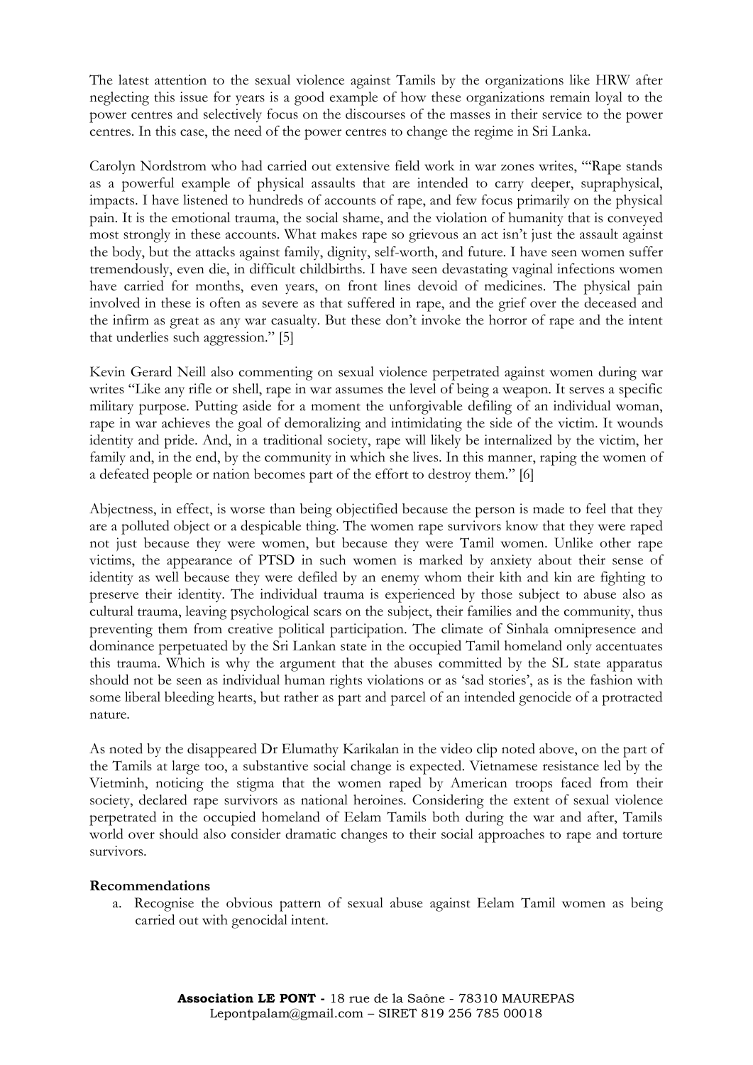The latest attention to the sexual violence against Tamils by the organizations like HRW after neglecting this issue for years is a good example of how these organizations remain loyal to the power centres and selectively focus on the discourses of the masses in their service to the power centres. In this case, the need of the power centres to change the regime in Sri Lanka.

Carolyn Nordstrom who had carried out extensive field work in war zones writes, "'Rape stands as a powerful example of physical assaults that are intended to carry deeper, supraphysical, impacts. I have listened to hundreds of accounts of rape, and few focus primarily on the physical pain. It is the emotional trauma, the social shame, and the violation of humanity that is conveyed most strongly in these accounts. What makes rape so grievous an act isn't just the assault against the body, but the attacks against family, dignity, self-worth, and future. I have seen women suffer tremendously, even die, in difficult childbirths. I have seen devastating vaginal infections women have carried for months, even years, on front lines devoid of medicines. The physical pain involved in these is often as severe as that suffered in rape, and the grief over the deceased and the infirm as great as any war casualty. But these don't invoke the horror of rape and the intent that underlies such aggression." [5]

Kevin Gerard Neill also commenting on sexual violence perpetrated against women during war writes "Like any rifle or shell, rape in war assumes the level of being a weapon. It serves a specific military purpose. Putting aside for a moment the unforgivable defiling of an individual woman, rape in war achieves the goal of demoralizing and intimidating the side of the victim. It wounds identity and pride. And, in a traditional society, rape will likely be internalized by the victim, her family and, in the end, by the community in which she lives. In this manner, raping the women of a defeated people or nation becomes part of the effort to destroy them." [6]

Abjectness, in effect, is worse than being objectified because the person is made to feel that they are a polluted object or a despicable thing. The women rape survivors know that they were raped not just because they were women, but because they were Tamil women. Unlike other rape victims, the appearance of PTSD in such women is marked by anxiety about their sense of identity as well because they were defiled by an enemy whom their kith and kin are fighting to preserve their identity. The individual trauma is experienced by those subject to abuse also as cultural trauma, leaving psychological scars on the subject, their families and the community, thus preventing them from creative political participation. The climate of Sinhala omnipresence and dominance perpetuated by the Sri Lankan state in the occupied Tamil homeland only accentuates this trauma. Which is why the argument that the abuses committed by the SL state apparatus should not be seen as individual human rights violations or as 'sad stories', as is the fashion with some liberal bleeding hearts, but rather as part and parcel of an intended genocide of a protracted nature.

As noted by the disappeared Dr Elumathy Karikalan in the video clip noted above, on the part of the Tamils at large too, a substantive social change is expected. Vietnamese resistance led by the Vietminh, noticing the stigma that the women raped by American troops faced from their society, declared rape survivors as national heroines. Considering the extent of sexual violence perpetrated in the occupied homeland of Eelam Tamils both during the war and after, Tamils world over should also consider dramatic changes to their social approaches to rape and torture survivors.

**Recommendations**

a. Recognise the obvious pattern of sexual abuse against Eelam Tamil women as being carried out with genocidal intent.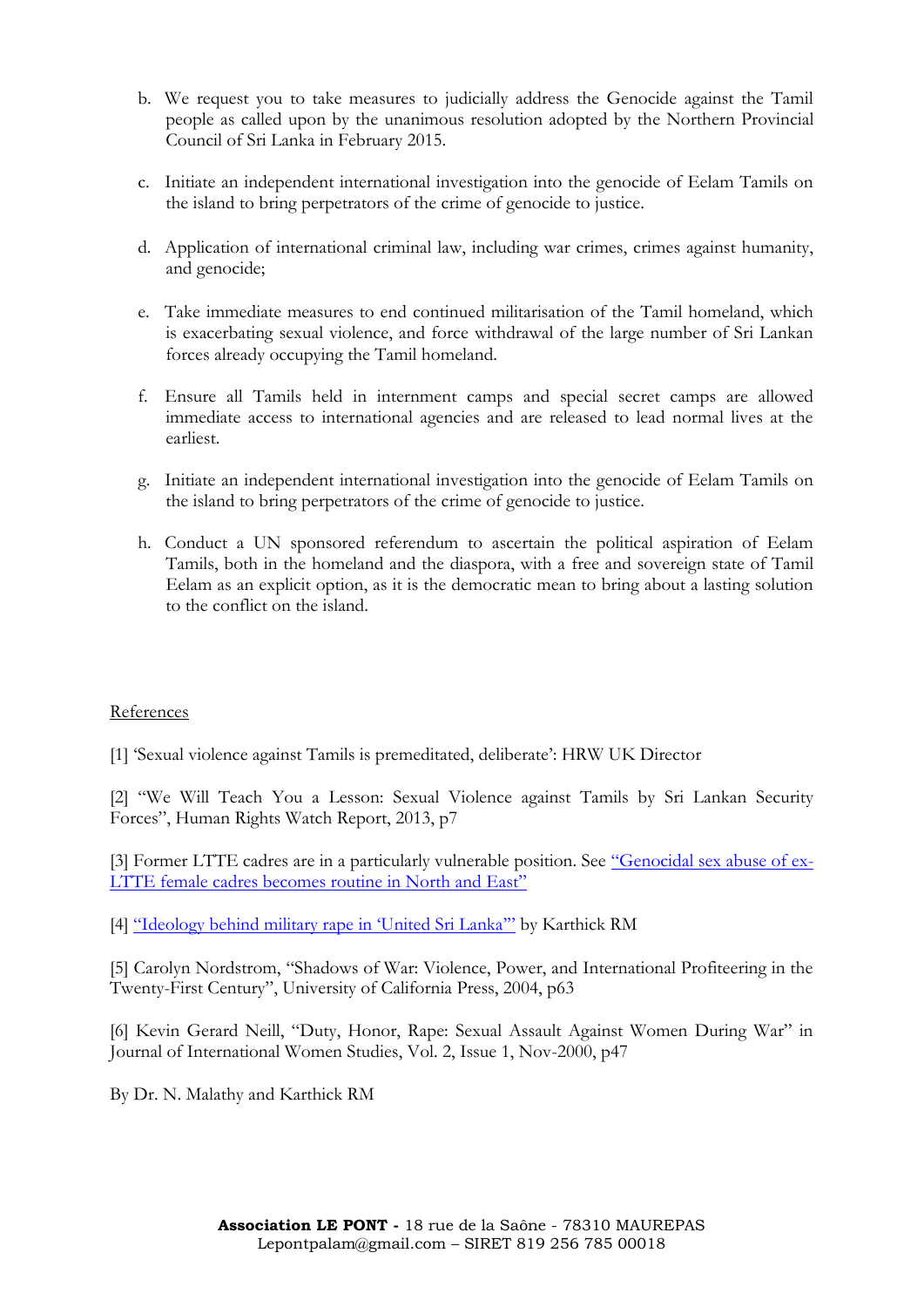b. We request you to take measures to judicially address the Genocide against the Tamil people as called upon by the unanimous resolution adopted by the Northern Provincial Council of Sri Lanka in February 2015.

c. Initiate an independent international investigation into the genocide of Eelam Tamils on the island to bring perpetrators of the crime of genocide to justice.

d. Application of international criminal law, including war crimes, crimes against humanity, and genocide;

e. Take immediate measures to end continued militarisation of the Tamil homeland, which is exacerbating sexual violence, and force withdrawal of the large number of Sri Lankan forces already occupying the Tamil homeland.

f. Ensure all Tamils held in internment camps and special secret camps are allowed immediate access to international agencies and are released to lead normal lives at the earliest.

g. Initiate an independent international investigation into the genocide of Eelam Tamils on the island to bring perpetrators of the crime of genocide to justice.

h. Conduct a UN sponsored referendum to ascertain the political aspiration of Eelam Tamils, both in the homeland and the diaspora, with a free and sovereign state of Tamil Eelam as an explicit option, as it is the democratic mean to bring about a lasting solution to the conflict on the island.

<u>References</u>

[1] 'Sexual violence against Tamils is premeditated, deliberate': HRW UK Director

[2] "We Will Teach You a Lesson: Sexual Violence against Tamils by Sri Lankan Security Forces", Human Rights Watch Report, 2013, p7

[3] Former LTTE cadres are in a particularly vulnerable position. See "Genocidal sex abuse of ex-LTTE female cadres becomes routine in North and East"

[4] "Ideology behind military rape in 'United Sri Lanka'" by Karthick RM

[5] Carolyn Nordstrom, "Shadows of War: Violence, Power, and International Profiteering in the Twenty-First Century", University of California Press, 2004, p63

[6] Kevin Gerard Neill, "Duty, Honor, Rape: Sexual Assault Against Women During War" in Journal of International Women Studies, Vol. 2, Issue 1, Nov-2000, p47

By Dr. N. Malathy and Karthick RM

**Association LE PONT -** 18 rue de la Saône - 78310 MAUREPAS
Lepontpalam@gmail.com – SIRET 819 256 785 00018